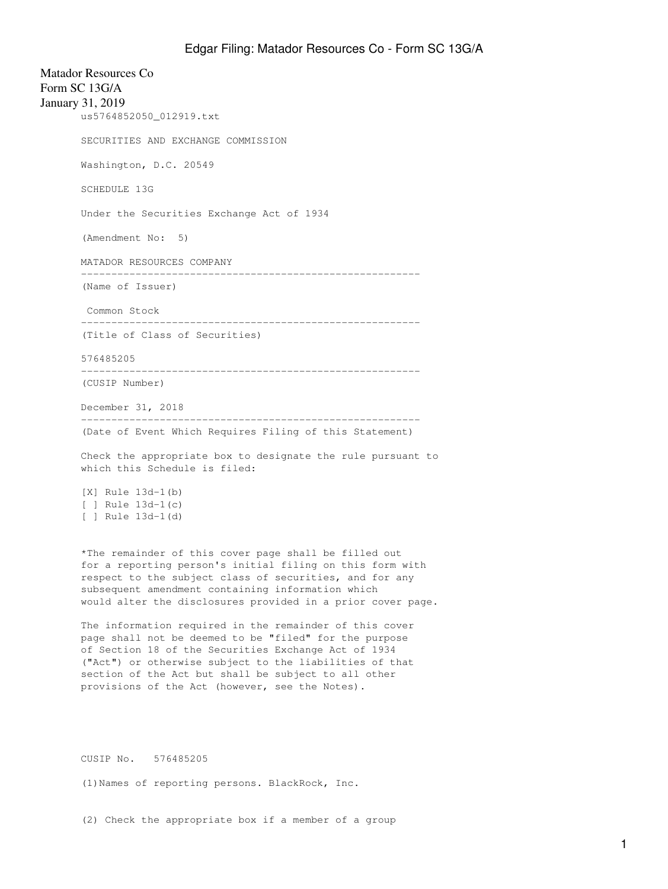Matador Resources Co
Form SC 13G/A
January 31, 2019

us5764852050_012919.txt

SECURITIES AND EXCHANGE COMMISSION

Washington, D.C. 20549

SCHEDULE 13G

Under the Securities Exchange Act of 1934

(Amendment No: 5)

MATADOR RESOURCES COMPANY

(Name of Issuer)

Common Stock

(Title of Class of Securities)

576485205

(CUSIP Number)

December 31, 2018

(Date of Event Which Requires Filing of this Statement)

Check the appropriate box to designate the rule pursuant to which this Schedule is filed:

[X] Rule 13d-1(b)
[ ] Rule 13d-1(c)
[ ] Rule 13d-1(d)

*The remainder of this cover page shall be filled out for a reporting person's initial filing on this form with respect to the subject class of securities, and for any subsequent amendment containing information which would alter the disclosures provided in a prior cover page.

The information required in the remainder of this cover page shall not be deemed to be "filed" for the purpose of Section 18 of the Securities Exchange Act of 1934 ("Act") or otherwise subject to the liabilities of that section of the Act but shall be subject to all other provisions of the Act (however, see the Notes).

CUSIP No. 576485205

(1)Names of reporting persons. BlackRock, Inc.

(2) Check the appropriate box if a member of a group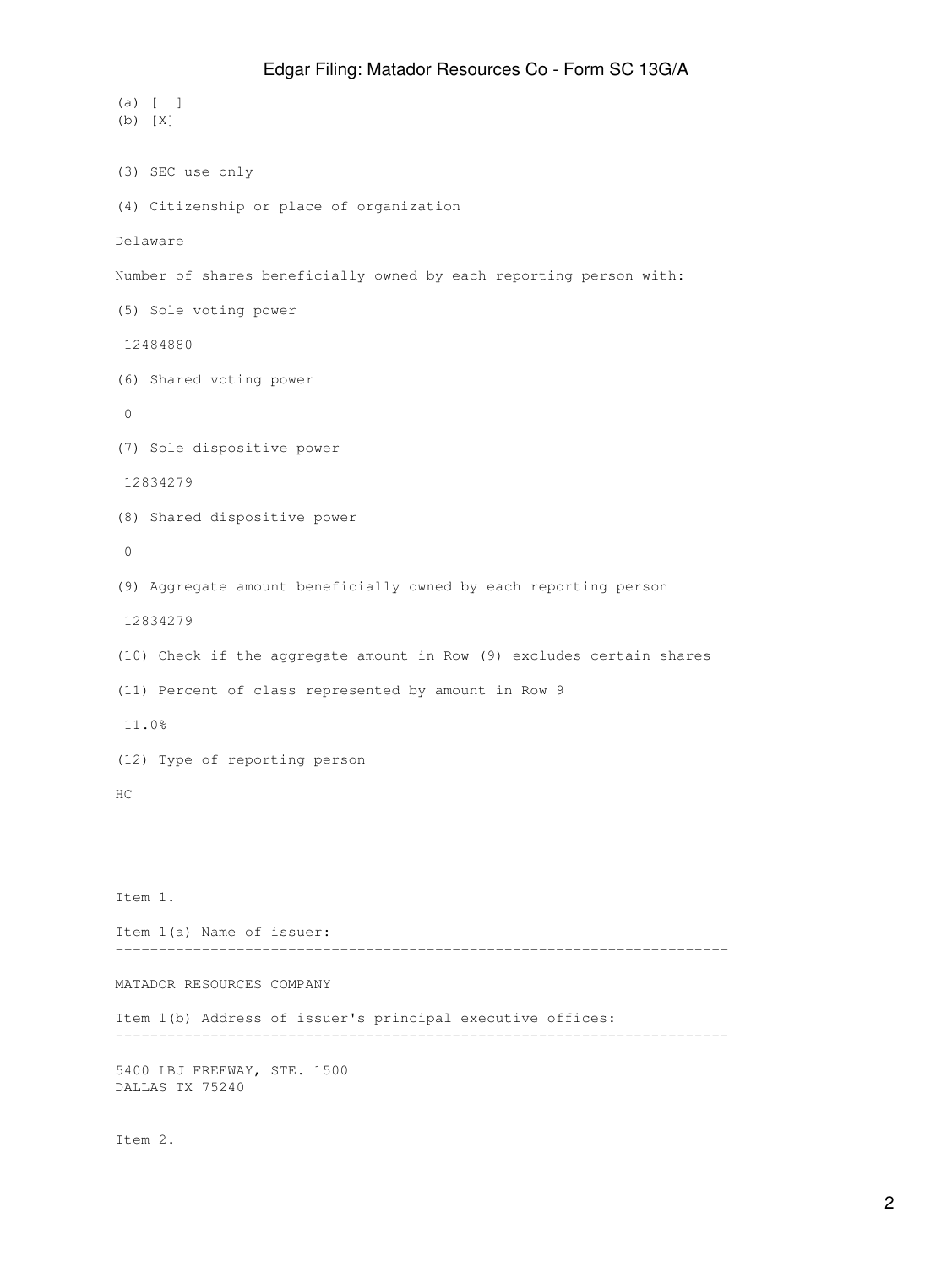(a) [ ]
(b) [X]

(3) SEC use only

(4) Citizenship or place of organization

Delaware

Number of shares beneficially owned by each reporting person with:

(5) Sole voting power

12484880

(6) Shared voting power

0

(7) Sole dispositive power

12834279

(8) Shared dispositive power

0

(9) Aggregate amount beneficially owned by each reporting person

12834279

(10) Check if the aggregate amount in Row (9) excludes certain shares

(11) Percent of class represented by amount in Row 9

11.0%

(12) Type of reporting person

HC

Item 1.

Item 1(a) Name of issuer:

---

MATADOR RESOURCES COMPANY

Item 1(b) Address of issuer's principal executive offices:

---

5400 LBJ FREEWAY, STE. 1500
DALLAS TX 75240

Item 2.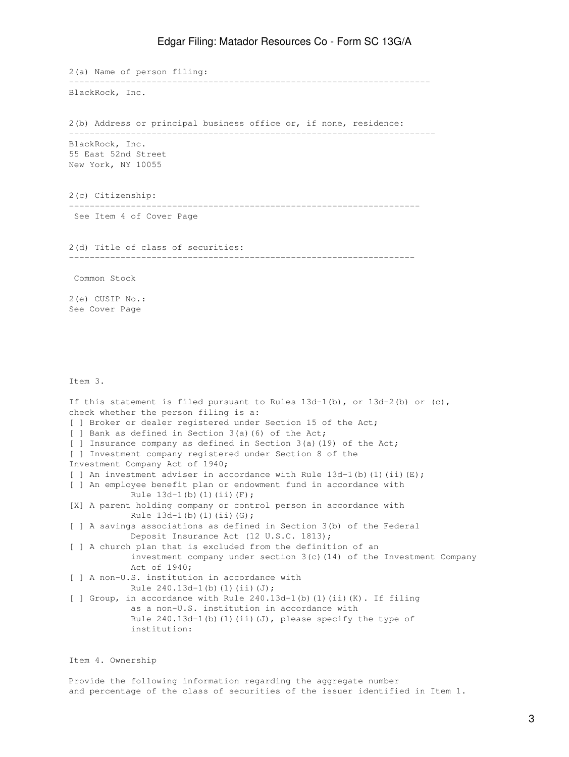2(a) Name of person filing:

BlackRock, Inc.

2(b) Address or principal business office or, if none, residence:

BlackRock, Inc.
55 East 52nd Street
New York, NY 10055

2(c) Citizenship:

See Item 4 of Cover Page

2(d) Title of class of securities:

Common Stock

2(e) CUSIP No.:
See Cover Page

Item 3.

If this statement is filed pursuant to Rules 13d-1(b), or 13d-2(b) or (c), check whether the person filing is a:

[ ] Broker or dealer registered under Section 15 of the Act;
[ ] Bank as defined in Section 3(a)(6) of the Act;
[ ] Insurance company as defined in Section 3(a)(19) of the Act;
[ ] Investment company registered under Section 8 of the Investment Company Act of 1940;
[ ] An investment adviser in accordance with Rule 13d-1(b)(1)(ii)(E);
[ ] An employee benefit plan or endowment fund in accordance with Rule 13d-1(b)(1)(ii)(F);
[X] A parent holding company or control person in accordance with Rule 13d-1(b)(1)(ii)(G);
[ ] A savings associations as defined in Section 3(b) of the Federal Deposit Insurance Act (12 U.S.C. 1813);
[ ] A church plan that is excluded from the definition of an investment company under section 3(c)(14) of the Investment Company Act of 1940;
[ ] A non-U.S. institution in accordance with Rule 240.13d-1(b)(1)(ii)(J);
[ ] Group, in accordance with Rule 240.13d-1(b)(1)(ii)(K). If filing as a non-U.S. institution in accordance with Rule 240.13d-1(b)(1)(ii)(J), please specify the type of institution:

Item 4. Ownership

Provide the following information regarding the aggregate number and percentage of the class of securities of the issuer identified in Item 1.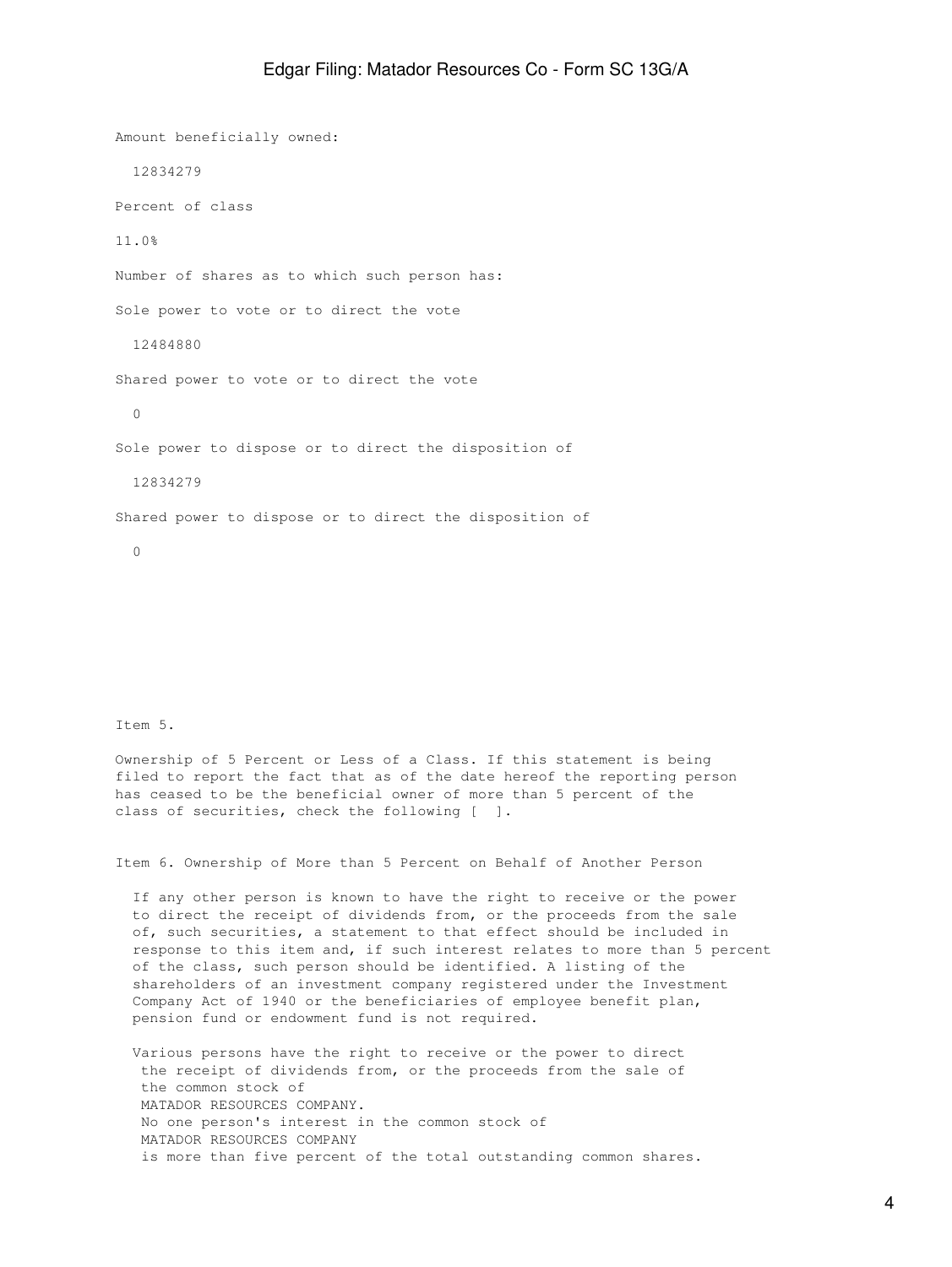Amount beneficially owned:

12834279

Percent of class

11.0%

Number of shares as to which such person has:

Sole power to vote or to direct the vote

12484880

Shared power to vote or to direct the vote

0

Sole power to dispose or to direct the disposition of

12834279

Shared power to dispose or to direct the disposition of

0

Item 5.

Ownership of 5 Percent or Less of a Class. If this statement is being filed to report the fact that as of the date hereof the reporting person has ceased to be the beneficial owner of more than 5 percent of the class of securities, check the following [ ].

Item 6. Ownership of More than 5 Percent on Behalf of Another Person

If any other person is known to have the right to receive or the power to direct the receipt of dividends from, or the proceeds from the sale of, such securities, a statement to that effect should be included in response to this item and, if such interest relates to more than 5 percent of the class, such person should be identified. A listing of the shareholders of an investment company registered under the Investment Company Act of 1940 or the beneficiaries of employee benefit plan, pension fund or endowment fund is not required.

Various persons have the right to receive or the power to direct the receipt of dividends from, or the proceeds from the sale of the common stock of MATADOR RESOURCES COMPANY. No one person's interest in the common stock of MATADOR RESOURCES COMPANY is more than five percent of the total outstanding common shares.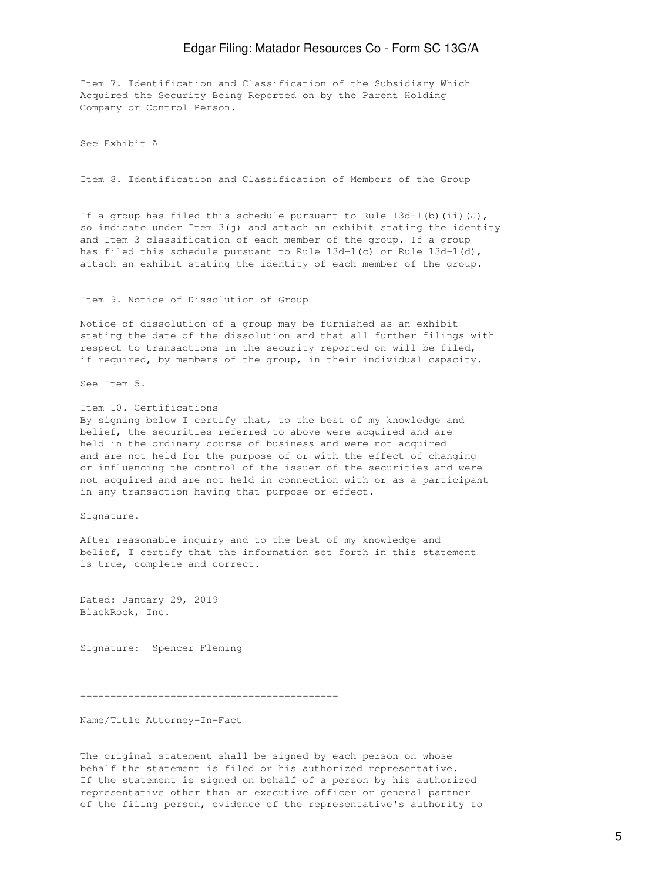Item 7. Identification and Classification of the Subsidiary Which Acquired the Security Being Reported on by the Parent Holding Company or Control Person.

See Exhibit A

Item 8. Identification and Classification of Members of the Group

If a group has filed this schedule pursuant to Rule 13d-1(b)(ii)(J), so indicate under Item 3(j) and attach an exhibit stating the identity and Item 3 classification of each member of the group. If a group has filed this schedule pursuant to Rule 13d-1(c) or Rule 13d-1(d), attach an exhibit stating the identity of each member of the group.

Item 9. Notice of Dissolution of Group

Notice of dissolution of a group may be furnished as an exhibit stating the date of the dissolution and that all further filings with respect to transactions in the security reported on will be filed, if required, by members of the group, in their individual capacity.

See Item 5.

Item 10. Certifications
By signing below I certify that, to the best of my knowledge and belief, the securities referred to above were acquired and are held in the ordinary course of business and were not acquired and are not held for the purpose of or with the effect of changing or influencing the control of the issuer of the securities and were not acquired and are not held in connection with or as a participant in any transaction having that purpose or effect.

Signature.

After reasonable inquiry and to the best of my knowledge and belief, I certify that the information set forth in this statement is true, complete and correct.

Dated: January 29, 2019
BlackRock, Inc.

Signature: Spencer Fleming

-------------------------------------------

Name/Title Attorney-In-Fact

The original statement shall be signed by each person on whose behalf the statement is filed or his authorized representative. If the statement is signed on behalf of a person by his authorized representative other than an executive officer or general partner of the filing person, evidence of the representative's authority to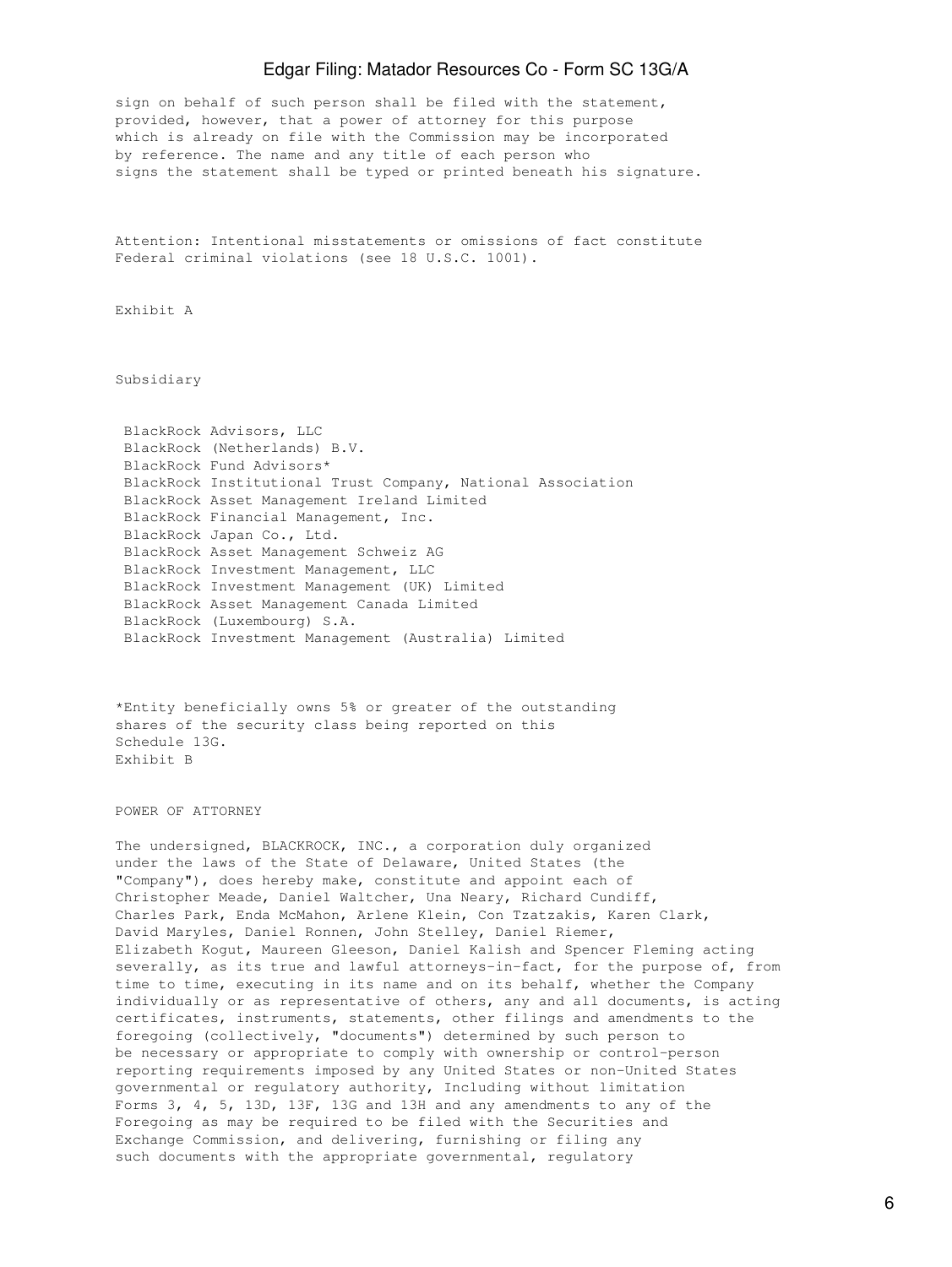sign on behalf of such person shall be filed with the statement, provided, however, that a power of attorney for this purpose which is already on file with the Commission may be incorporated by reference. The name and any title of each person who signs the statement shall be typed or printed beneath his signature.

Attention: Intentional misstatements or omissions of fact constitute Federal criminal violations (see 18 U.S.C. 1001).

Exhibit A

Subsidiary

- BlackRock Advisors, LLC
- BlackRock (Netherlands) B.V.
- BlackRock Fund Advisors*
- BlackRock Institutional Trust Company, National Association
- BlackRock Asset Management Ireland Limited
- BlackRock Financial Management, Inc.
- BlackRock Japan Co., Ltd.
- BlackRock Asset Management Schweiz AG
- BlackRock Investment Management, LLC
- BlackRock Investment Management (UK) Limited
- BlackRock Asset Management Canada Limited
- BlackRock (Luxembourg) S.A.
- BlackRock Investment Management (Australia) Limited

*Entity beneficially owns 5% or greater of the outstanding shares of the security class being reported on this Schedule 13G.

Exhibit B

POWER OF ATTORNEY

The undersigned, BLACKROCK, INC., a corporation duly organized under the laws of the State of Delaware, United States (the "Company"), does hereby make, constitute and appoint each of Christopher Meade, Daniel Waltcher, Una Neary, Richard Cundiff, Charles Park, Enda McMahon, Arlene Klein, Con Tzatzakis, Karen Clark, David Maryles, Daniel Ronnen, John Stelley, Daniel Riemer, Elizabeth Kogut, Maureen Gleeson, Daniel Kalish and Spencer Fleming acting severally, as its true and lawful attorneys-in-fact, for the purpose of, from time to time, executing in its name and on its behalf, whether the Company individually or as representative of others, any and all documents, is acting certificates, instruments, statements, other filings and amendments to the foregoing (collectively, "documents") determined by such person to be necessary or appropriate to comply with ownership or control-person reporting requirements imposed by any United States or non-United States governmental or regulatory authority, Including without limitation Forms 3, 4, 5, 13D, 13F, 13G and 13H and any amendments to any of the Foregoing as may be required to be filed with the Securities and Exchange Commission, and delivering, furnishing or filing any such documents with the appropriate governmental, regulatory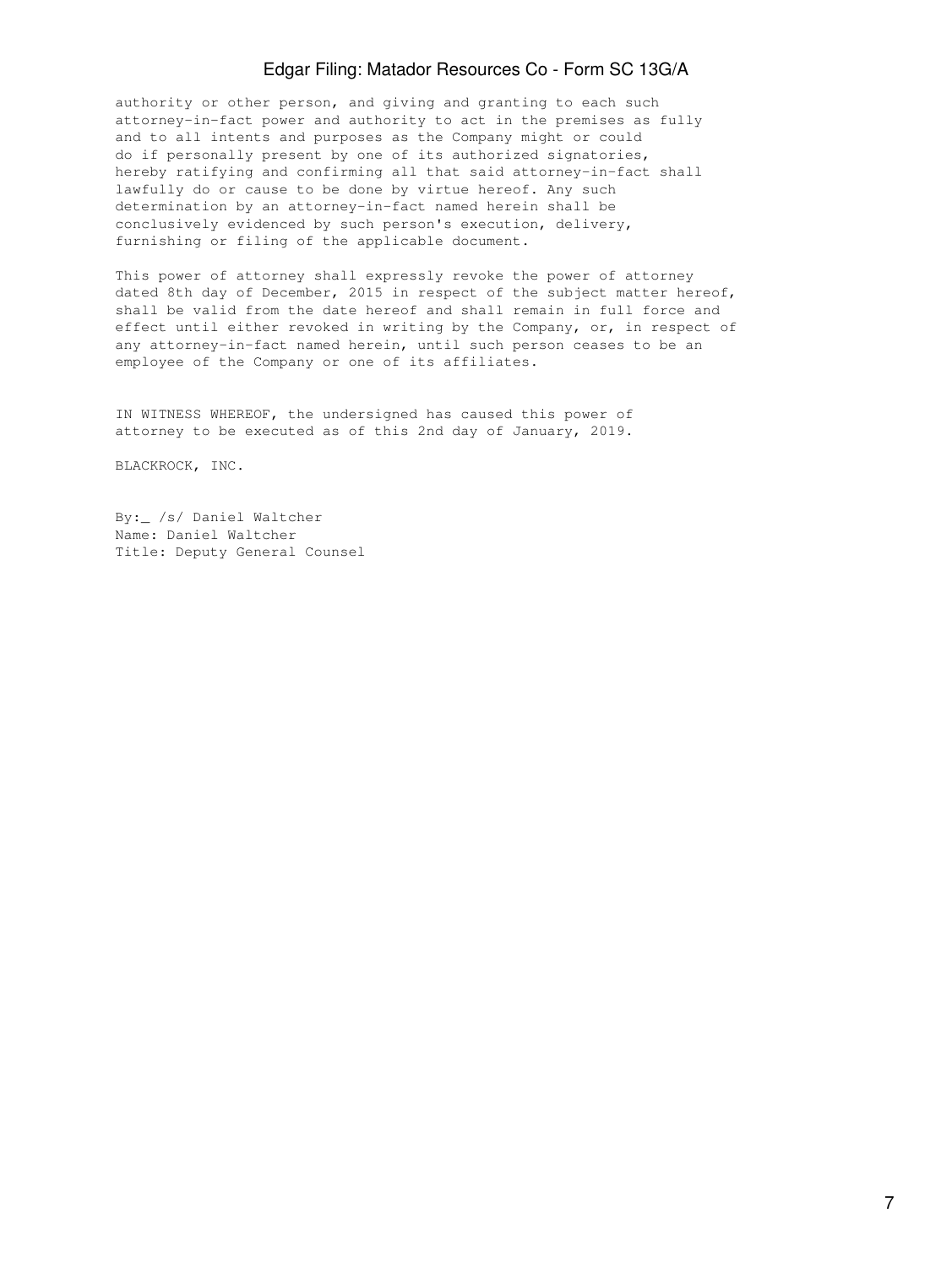authority or other person, and giving and granting to each such attorney-in-fact power and authority to act in the premises as fully and to all intents and purposes as the Company might or could do if personally present by one of its authorized signatories, hereby ratifying and confirming all that said attorney-in-fact shall lawfully do or cause to be done by virtue hereof. Any such determination by an attorney-in-fact named herein shall be conclusively evidenced by such person's execution, delivery, furnishing or filing of the applicable document.

This power of attorney shall expressly revoke the power of attorney dated 8th day of December, 2015 in respect of the subject matter hereof, shall be valid from the date hereof and shall remain in full force and effect until either revoked in writing by the Company, or, in respect of any attorney-in-fact named herein, until such person ceases to be an employee of the Company or one of its affiliates.

IN WITNESS WHEREOF, the undersigned has caused this power of attorney to be executed as of this 2nd day of January, 2019.

BLACKROCK, INC.

By:_ /s/ Daniel Waltcher
Name: Daniel Waltcher
Title: Deputy General Counsel